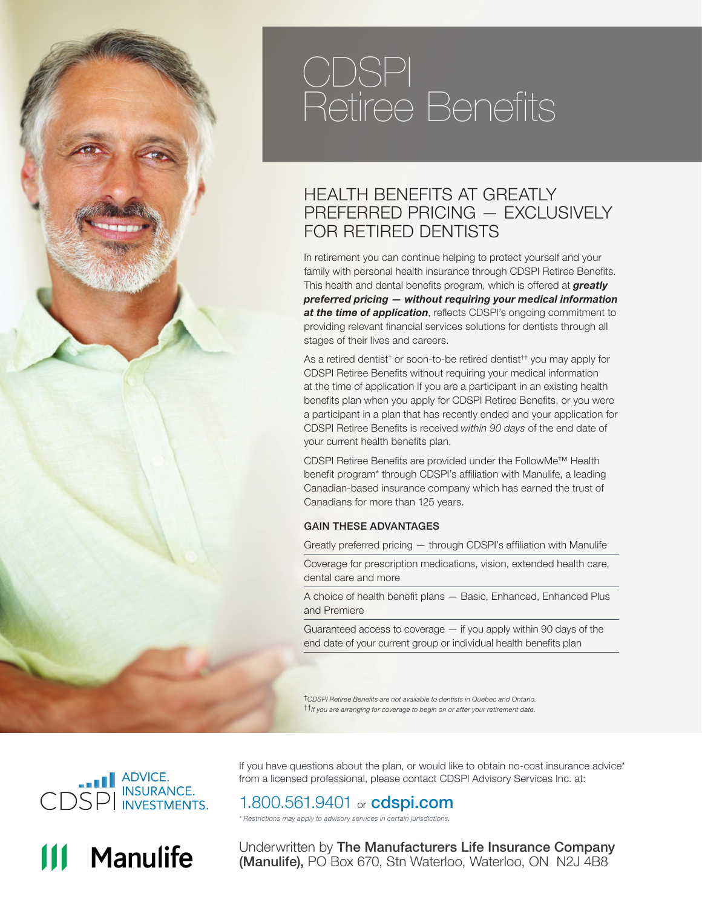# CDSPI Retiree Benefits

## HEALTH BENEFITS AT GREATLY PREFERRED PRICING — EXCLUSIVELY FOR RETIRED DENTISTS

In retirement you can continue helping to protect yourself and your family with personal health insurance through CDSPI Retiree Benefits. This health and dental benefits program, which is offered at ***greatly preferred pricing — without requiring your medical information at the time of application***, reflects CDSPI's ongoing commitment to providing relevant financial services solutions for dentists through all stages of their lives and careers.

As a retired dentist† or soon-to-be retired dentist†† you may apply for CDSPI Retiree Benefits without requiring your medical information at the time of application if you are a participant in an existing health benefits plan when you apply for CDSPI Retiree Benefits, or you were a participant in a plan that has recently ended and your application for CDSPI Retiree Benefits is received *within 90 days* of the end date of your current health benefits plan.

CDSPI Retiree Benefits are provided under the FollowMe™ Health benefit program* through CDSPI's affiliation with Manulife, a leading Canadian-based insurance company which has earned the trust of Canadians for more than 125 years.

### GAIN THESE ADVANTAGES

- Greatly preferred pricing — through CDSPI's affiliation with Manulife
- Coverage for prescription medications, vision, extended health care, dental care and more
- A choice of health benefit plans — Basic, Enhanced, Enhanced Plus and Premiere
- Guaranteed access to coverage — if you apply within 90 days of the end date of your current group or individual health benefits plan

*†CDSPI Retiree Benefits are not available to dentists in Quebec and Ontario.*
*††If you are arranging for coverage to begin on or after your retirement date.*

CDSPI ADVICE. INSURANCE. INVESTMENTS.

If you have questions about the plan, or would like to obtain no-cost insurance advice* from a licensed professional, please contact CDSPI Advisory Services Inc. at:

1.800.561.9401 or **cdspi.com**

*\* Restrictions may apply to advisory services in certain jurisdictions.*

Manulife

Underwritten by **The Manufacturers Life Insurance Company (Manulife),** PO Box 670, Stn Waterloo, Waterloo, ON N2J 4B8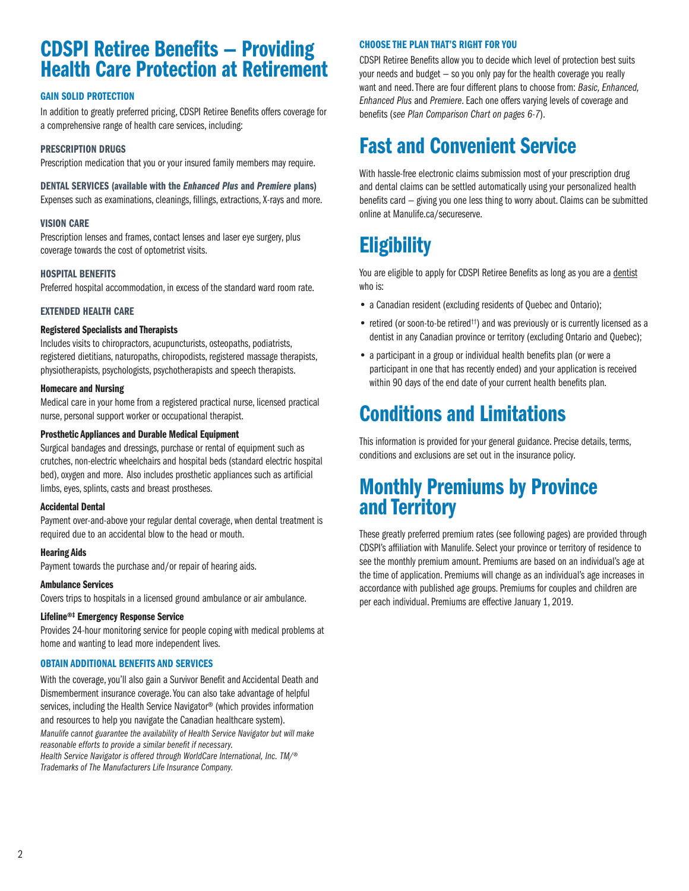# CDSPI Retiree Benefits – Providing Health Care Protection at Retirement

### GAIN SOLID PROTECTION

In addition to greatly preferred pricing, CDSPI Retiree Benefits offers coverage for a comprehensive range of health care services, including:

### PRESCRIPTION DRUGS

Prescription medication that you or your insured family members may require.

### DENTAL SERVICES (available with the *Enhanced Plus* and *Premiere* plans)

Expenses such as examinations, cleanings, fillings, extractions, X-rays and more.

### VISION CARE

Prescription lenses and frames, contact lenses and laser eye surgery, plus coverage towards the cost of optometrist visits.

### HOSPITAL BENEFITS

Preferred hospital accommodation, in excess of the standard ward room rate.

### EXTENDED HEALTH CARE

**Registered Specialists and Therapists**

Includes visits to chiropractors, acupuncturists, osteopaths, podiatrists, registered dietitians, naturopaths, chiropodists, registered massage therapists, physiotherapists, psychologists, psychotherapists and speech therapists.

**Homecare and Nursing**

Medical care in your home from a registered practical nurse, licensed practical nurse, personal support worker or occupational therapist.

**Prosthetic Appliances and Durable Medical Equipment**

Surgical bandages and dressings, purchase or rental of equipment such as crutches, non-electric wheelchairs and hospital beds (standard electric hospital bed), oxygen and more. Also includes prosthetic appliances such as artificial limbs, eyes, splints, casts and breast prostheses.

**Accidental Dental**

Payment over-and-above your regular dental coverage, when dental treatment is required due to an accidental blow to the head or mouth.

**Hearing Aids**

Payment towards the purchase and/or repair of hearing aids.

**Ambulance Services**

Covers trips to hospitals in a licensed ground ambulance or air ambulance.

**Lifeline®‡ Emergency Response Service**

Provides 24-hour monitoring service for people coping with medical problems at home and wanting to lead more independent lives.

### OBTAIN ADDITIONAL BENEFITS AND SERVICES

With the coverage, you'll also gain a Survivor Benefit and Accidental Death and Dismemberment insurance coverage. You can also take advantage of helpful services, including the Health Service Navigator® (which provides information and resources to help you navigate the Canadian healthcare system).

*Manulife cannot guarantee the availability of Health Service Navigator but will make reasonable efforts to provide a similar benefit if necessary.*
*Health Service Navigator is offered through WorldCare International, Inc. TM/® Trademarks of The Manufacturers Life Insurance Company.*

### CHOOSE THE PLAN THAT'S RIGHT FOR YOU

CDSPI Retiree Benefits allow you to decide which level of protection best suits your needs and budget – so you only pay for the health coverage you really want and need. There are four different plans to choose from: *Basic, Enhanced, Enhanced Plus* and *Premiere*. Each one offers varying levels of coverage and benefits (*see Plan Comparison Chart on pages 6-7*).

## Fast and Convenient Service

With hassle-free electronic claims submission most of your prescription drug and dental claims can be settled automatically using your personalized health benefits card – giving you one less thing to worry about. Claims can be submitted online at Manulife.ca/secureserve.

## Eligibility

You are eligible to apply for CDSPI Retiree Benefits as long as you are a dentist who is:

- a Canadian resident (excluding residents of Quebec and Ontario);
- retired (or soon-to-be retired††) and was previously or is currently licensed as a dentist in any Canadian province or territory (excluding Ontario and Quebec);
- a participant in a group or individual health benefits plan (or were a participant in one that has recently ended) and your application is received within 90 days of the end date of your current health benefits plan.

## Conditions and Limitations

This information is provided for your general guidance. Precise details, terms, conditions and exclusions are set out in the insurance policy.

## Monthly Premiums by Province and Territory

These greatly preferred premium rates (see following pages) are provided through CDSPI's affiliation with Manulife. Select your province or territory of residence to see the monthly premium amount. Premiums are based on an individual's age at the time of application. Premiums will change as an individual's age increases in accordance with published age groups. Premiums for couples and children are per each individual. Premiums are effective January 1, 2019.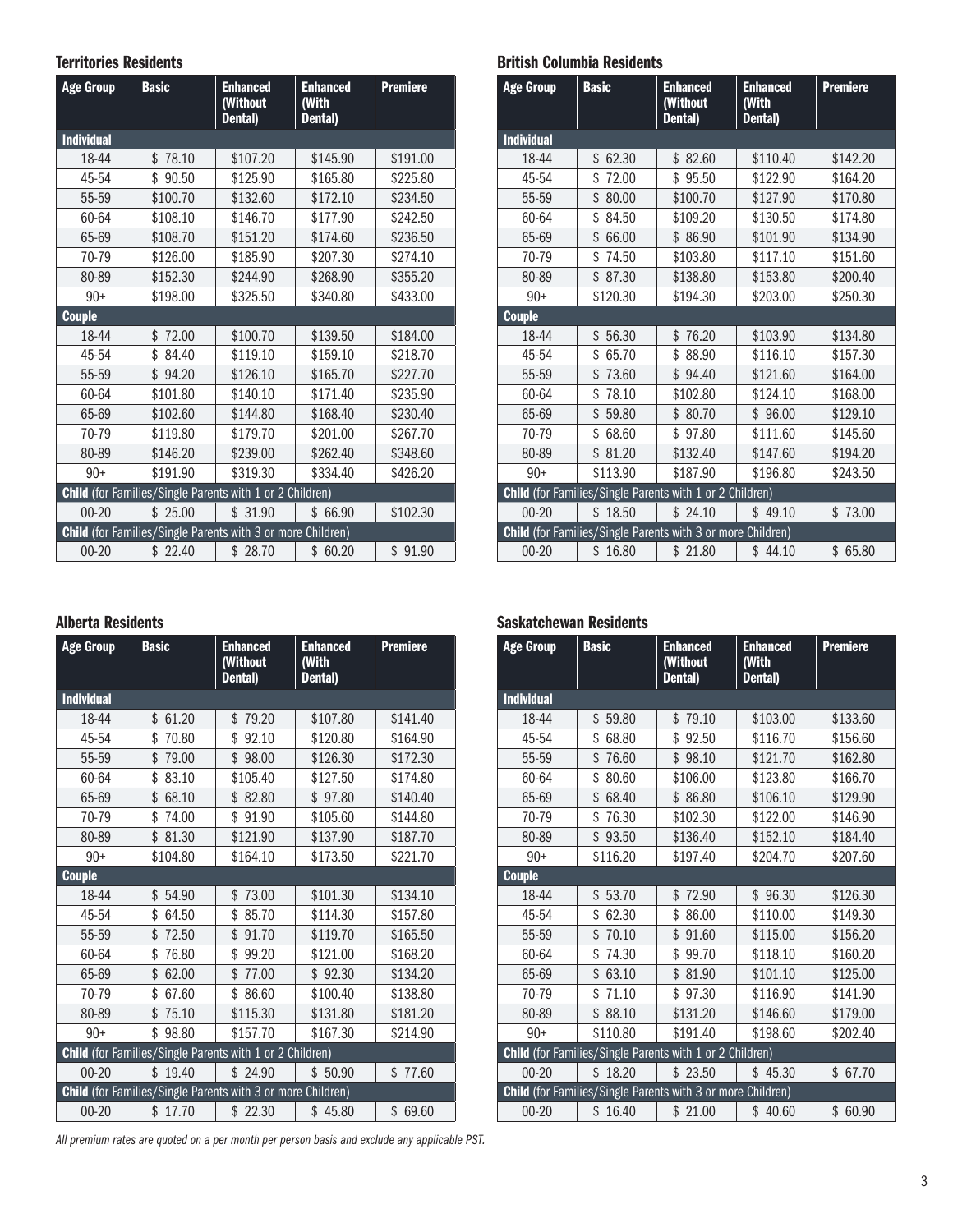### Territories Residents

| Age Group | Basic | Enhanced (Without Dental) | Enhanced (With Dental) | Premiere |
|---|---|---|---|---|
| **Individual** | | | | |
| 18-44 | $ 78.10 | $107.20 | $145.90 | $191.00 |
| 45-54 | $ 90.50 | $125.90 | $165.80 | $225.80 |
| 55-59 | $100.70 | $132.60 | $172.10 | $234.50 |
| 60-64 | $108.10 | $146.70 | $177.90 | $242.50 |
| 65-69 | $108.70 | $151.20 | $174.60 | $236.50 |
| 70-79 | $126.00 | $185.90 | $207.30 | $274.10 |
| 80-89 | $152.30 | $244.90 | $268.90 | $355.20 |
| 90+ | $198.00 | $325.50 | $340.80 | $433.00 |
| **Couple** | | | | |
| 18-44 | $ 72.00 | $100.70 | $139.50 | $184.00 |
| 45-54 | $ 84.40 | $119.10 | $159.10 | $218.70 |
| 55-59 | $ 94.20 | $126.10 | $165.70 | $227.70 |
| 60-64 | $101.80 | $140.10 | $171.40 | $235.90 |
| 65-69 | $102.60 | $144.80 | $168.40 | $230.40 |
| 70-79 | $119.80 | $179.70 | $201.00 | $267.70 |
| 80-89 | $146.20 | $239.00 | $262.40 | $348.60 |
| 90+ | $191.90 | $319.30 | $334.40 | $426.20 |
| **Child** (for Families/Single Parents with 1 or 2 Children) | | | | |
| 00-20 | $ 25.00 | $ 31.90 | $ 66.90 | $102.30 |
| **Child** (for Families/Single Parents with 3 or more Children) | | | | |
| 00-20 | $ 22.40 | $ 28.70 | $ 60.20 | $ 91.90 |

### British Columbia Residents

| Age Group | Basic | Enhanced (Without Dental) | Enhanced (With Dental) | Premiere |
|---|---|---|---|---|
| **Individual** | | | | |
| 18-44 | $ 62.30 | $ 82.60 | $110.40 | $142.20 |
| 45-54 | $ 72.00 | $ 95.50 | $122.90 | $164.20 |
| 55-59 | $ 80.00 | $100.70 | $127.90 | $170.80 |
| 60-64 | $ 84.50 | $109.20 | $130.50 | $174.80 |
| 65-69 | $ 66.00 | $ 86.90 | $101.90 | $134.90 |
| 70-79 | $ 74.50 | $103.80 | $117.10 | $151.60 |
| 80-89 | $ 87.30 | $138.80 | $153.80 | $200.40 |
| 90+ | $120.30 | $194.30 | $203.00 | $250.30 |
| **Couple** | | | | |
| 18-44 | $ 56.30 | $ 76.20 | $103.90 | $134.80 |
| 45-54 | $ 65.70 | $ 88.90 | $116.10 | $157.30 |
| 55-59 | $ 73.60 | $ 94.40 | $121.60 | $164.00 |
| 60-64 | $ 78.10 | $102.80 | $124.10 | $168.00 |
| 65-69 | $ 59.80 | $ 80.70 | $ 96.00 | $129.10 |
| 70-79 | $ 68.60 | $ 97.80 | $111.60 | $145.60 |
| 80-89 | $ 81.20 | $132.40 | $147.60 | $194.20 |
| 90+ | $113.90 | $187.90 | $196.80 | $243.50 |
| **Child** (for Families/Single Parents with 1 or 2 Children) | | | | |
| 00-20 | $ 18.50 | $ 24.10 | $ 49.10 | $ 73.00 |
| **Child** (for Families/Single Parents with 3 or more Children) | | | | |
| 00-20 | $ 16.80 | $ 21.80 | $ 44.10 | $ 65.80 |

### Alberta Residents

| Age Group | Basic | Enhanced (Without Dental) | Enhanced (With Dental) | Premiere |
|---|---|---|---|---|
| **Individual** | | | | |
| 18-44 | $ 61.20 | $ 79.20 | $107.80 | $141.40 |
| 45-54 | $ 70.80 | $ 92.10 | $120.80 | $164.90 |
| 55-59 | $ 79.00 | $ 98.00 | $126.30 | $172.30 |
| 60-64 | $ 83.10 | $105.40 | $127.50 | $174.80 |
| 65-69 | $ 68.10 | $ 82.80 | $ 97.80 | $140.40 |
| 70-79 | $ 74.00 | $ 91.90 | $105.60 | $144.80 |
| 80-89 | $ 81.30 | $121.90 | $137.90 | $187.70 |
| 90+ | $104.80 | $164.10 | $173.50 | $221.70 |
| **Couple** | | | | |
| 18-44 | $ 54.90 | $ 73.00 | $101.30 | $134.10 |
| 45-54 | $ 64.50 | $ 85.70 | $114.30 | $157.80 |
| 55-59 | $ 72.50 | $ 91.70 | $119.70 | $165.50 |
| 60-64 | $ 76.80 | $ 99.20 | $121.00 | $168.20 |
| 65-69 | $ 62.00 | $ 77.00 | $ 92.30 | $134.20 |
| 70-79 | $ 67.60 | $ 86.60 | $100.40 | $138.80 |
| 80-89 | $ 75.10 | $115.30 | $131.80 | $181.20 |
| 90+ | $ 98.80 | $157.70 | $167.30 | $214.90 |
| **Child** (for Families/Single Parents with 1 or 2 Children) | | | | |
| 00-20 | $ 19.40 | $ 24.90 | $ 50.90 | $ 77.60 |
| **Child** (for Families/Single Parents with 3 or more Children) | | | | |
| 00-20 | $ 17.70 | $ 22.30 | $ 45.80 | $ 69.60 |

### Saskatchewan Residents

| Age Group | Basic | Enhanced (Without Dental) | Enhanced (With Dental) | Premiere |
|---|---|---|---|---|
| **Individual** | | | | |
| 18-44 | $ 59.80 | $ 79.10 | $103.00 | $133.60 |
| 45-54 | $ 68.80 | $ 92.50 | $116.70 | $156.60 |
| 55-59 | $ 76.60 | $ 98.10 | $121.70 | $162.80 |
| 60-64 | $ 80.60 | $106.00 | $123.80 | $166.70 |
| 65-69 | $ 68.40 | $ 86.80 | $106.10 | $129.90 |
| 70-79 | $ 76.30 | $102.30 | $122.00 | $146.90 |
| 80-89 | $ 93.50 | $136.40 | $152.10 | $184.40 |
| 90+ | $116.20 | $197.40 | $204.70 | $207.60 |
| **Couple** | | | | |
| 18-44 | $ 53.70 | $ 72.90 | $ 96.30 | $126.30 |
| 45-54 | $ 62.30 | $ 86.00 | $110.00 | $149.30 |
| 55-59 | $ 70.10 | $ 91.60 | $115.00 | $156.20 |
| 60-64 | $ 74.30 | $ 99.70 | $118.10 | $160.20 |
| 65-69 | $ 63.10 | $ 81.90 | $101.10 | $125.00 |
| 70-79 | $ 71.10 | $ 97.30 | $116.90 | $141.90 |
| 80-89 | $ 88.10 | $131.20 | $146.60 | $179.00 |
| 90+ | $110.80 | $191.40 | $198.60 | $202.40 |
| **Child** (for Families/Single Parents with 1 or 2 Children) | | | | |
| 00-20 | $ 18.20 | $ 23.50 | $ 45.30 | $ 67.70 |
| **Child** (for Families/Single Parents with 3 or more Children) | | | | |
| 00-20 | $ 16.40 | $ 21.00 | $ 40.60 | $ 60.90 |

*All premium rates are quoted on a per month per person basis and exclude any applicable PST.*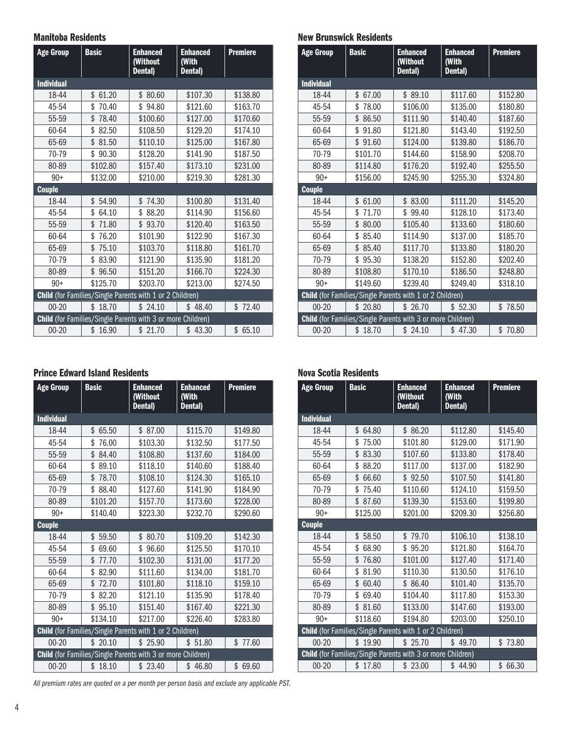### Manitoba Residents

| Age Group | Basic | Enhanced (Without Dental) | Enhanced (With Dental) | Premiere |
|---|---|---|---|---|
| **Individual** | | | | |
| 18-44 | $ 61.20 | $ 80.60 | $107.30 | $138.80 |
| 45-54 | $ 70.40 | $ 94.80 | $121.60 | $163.70 |
| 55-59 | $ 78.40 | $100.60 | $127.00 | $170.60 |
| 60-64 | $ 82.50 | $108.50 | $129.20 | $174.10 |
| 65-69 | $ 81.50 | $110.10 | $125.00 | $167.80 |
| 70-79 | $ 90.30 | $128.20 | $141.90 | $187.50 |
| 80-89 | $102.80 | $157.40 | $173.10 | $231.00 |
| 90+ | $132.00 | $210.00 | $219.30 | $281.30 |
| **Couple** | | | | |
| 18-44 | $ 54.90 | $ 74.30 | $100.80 | $131.40 |
| 45-54 | $ 64.10 | $ 88.20 | $114.90 | $156.60 |
| 55-59 | $ 71.80 | $ 93.70 | $120.40 | $163.50 |
| 60-64 | $ 76.20 | $101.90 | $122.90 | $167.30 |
| 65-69 | $ 75.10 | $103.70 | $118.80 | $161.70 |
| 70-79 | $ 83.90 | $121.90 | $135.90 | $181.20 |
| 80-89 | $ 96.50 | $151.20 | $166.70 | $224.30 |
| 90+ | $125.70 | $203.70 | $213.00 | $274.50 |
| **Child** (for Families/Single Parents with 1 or 2 Children) | | | | |
| 00-20 | $ 18.70 | $ 24.10 | $ 48.40 | $ 72.40 |
| **Child** (for Families/Single Parents with 3 or more Children) | | | | |
| 00-20 | $ 16.90 | $ 21.70 | $ 43.30 | $ 65.10 |

### New Brunswick Residents

| Age Group | Basic | Enhanced (Without Dental) | Enhanced (With Dental) | Premiere |
|---|---|---|---|---|
| **Individual** | | | | |
| 18-44 | $ 67.00 | $ 89.10 | $117.60 | $152.80 |
| 45-54 | $ 78.00 | $106.00 | $135.00 | $180.80 |
| 55-59 | $ 86.50 | $111.90 | $140.40 | $187.60 |
| 60-64 | $ 91.80 | $121.80 | $143.40 | $192.50 |
| 65-69 | $ 91.60 | $124.00 | $139.80 | $186.70 |
| 70-79 | $101.70 | $144.60 | $158.90 | $208.70 |
| 80-89 | $114.80 | $176.20 | $192.40 | $255.50 |
| 90+ | $156.00 | $245.90 | $255.30 | $324.80 |
| **Couple** | | | | |
| 18-44 | $ 61.00 | $ 83.00 | $111.20 | $145.20 |
| 45-54 | $ 71.70 | $ 99.40 | $128.10 | $173.40 |
| 55-59 | $ 80.00 | $105.40 | $133.60 | $180.60 |
| 60-64 | $ 85.40 | $114.90 | $137.00 | $185.70 |
| 65-69 | $ 85.40 | $117.70 | $133.80 | $180.20 |
| 70-79 | $ 95.30 | $138.20 | $152.80 | $202.40 |
| 80-89 | $108.80 | $170.10 | $186.50 | $248.80 |
| 90+ | $149.60 | $239.40 | $249.40 | $318.10 |
| **Child** (for Families/Single Parents with 1 or 2 Children) | | | | |
| 00-20 | $ 20.80 | $ 26.70 | $ 52.30 | $ 78.50 |
| **Child** (for Families/Single Parents with 3 or more Children) | | | | |
| 00-20 | $ 18.70 | $ 24.10 | $ 47.30 | $ 70.80 |

### Prince Edward Island Residents

| Age Group | Basic | Enhanced (Without Dental) | Enhanced (With Dental) | Premiere |
|---|---|---|---|---|
| **Individual** | | | | |
| 18-44 | $ 65.50 | $ 87.00 | $115.70 | $149.80 |
| 45-54 | $ 76.00 | $103.30 | $132.50 | $177.50 |
| 55-59 | $ 84.40 | $108.80 | $137.60 | $184.00 |
| 60-64 | $ 89.10 | $118.10 | $140.60 | $188.40 |
| 65-69 | $ 78.70 | $108.10 | $124.30 | $165.10 |
| 70-79 | $ 88.40 | $127.60 | $141.90 | $184.90 |
| 80-89 | $101.20 | $157.70 | $173.60 | $228.00 |
| 90+ | $140.40 | $223.30 | $232.70 | $290.60 |
| **Couple** | | | | |
| 18-44 | $ 59.50 | $ 80.70 | $109.20 | $142.30 |
| 45-54 | $ 69.60 | $ 96.60 | $125.50 | $170.10 |
| 55-59 | $ 77.70 | $102.30 | $131.00 | $177.20 |
| 60-64 | $ 82.90 | $111.60 | $134.00 | $181.70 |
| 65-69 | $ 72.70 | $101.80 | $118.10 | $159.10 |
| 70-79 | $ 82.20 | $121.10 | $135.90 | $178.40 |
| 80-89 | $ 95.10 | $151.40 | $167.40 | $221.30 |
| 90+ | $134.10 | $217.00 | $226.40 | $283.80 |
| **Child** (for Families/Single Parents with 1 or 2 Children) | | | | |
| 00-20 | $ 20.10 | $ 25.90 | $ 51.80 | $ 77.60 |
| **Child** (for Families/Single Parents with 3 or more Children) | | | | |
| 00-20 | $ 18.10 | $ 23.40 | $ 46.80 | $ 69.60 |

### Nova Scotia Residents

| Age Group | Basic | Enhanced (Without Dental) | Enhanced (With Dental) | Premiere |
|---|---|---|---|---|
| **Individual** | | | | |
| 18-44 | $ 64.80 | $ 86.20 | $112.80 | $145.40 |
| 45-54 | $ 75.00 | $101.80 | $129.00 | $171.90 |
| 55-59 | $ 83.30 | $107.60 | $133.80 | $178.40 |
| 60-64 | $ 88.20 | $117.00 | $137.00 | $182.90 |
| 65-69 | $ 66.60 | $ 92.50 | $107.50 | $141.80 |
| 70-79 | $ 75.40 | $110.60 | $124.10 | $159.50 |
| 80-89 | $ 87.60 | $139.30 | $153.60 | $199.80 |
| 90+ | $125.00 | $201.00 | $209.30 | $256.80 |
| **Couple** | | | | |
| 18-44 | $ 58.50 | $ 79.70 | $106.10 | $138.10 |
| 45-54 | $ 68.90 | $ 95.20 | $121.80 | $164.70 |
| 55-59 | $ 76.80 | $101.00 | $127.40 | $171.40 |
| 60-64 | $ 81.90 | $110.30 | $130.50 | $176.10 |
| 65-69 | $ 60.40 | $ 86.40 | $101.40 | $135.70 |
| 70-79 | $ 69.40 | $104.40 | $117.80 | $153.30 |
| 80-89 | $ 81.60 | $133.00 | $147.60 | $193.00 |
| 90+ | $118.60 | $194.80 | $203.00 | $250.10 |
| **Child** (for Families/Single Parents with 1 or 2 Children) | | | | |
| 00-20 | $ 19.90 | $ 25.70 | $ 49.70 | $ 73.80 |
| **Child** (for Families/Single Parents with 3 or more Children) | | | | |
| 00-20 | $ 17.80 | $ 23.00 | $ 44.90 | $ 66.30 |

*All premium rates are quoted on a per month per person basis and exclude any applicable PST.*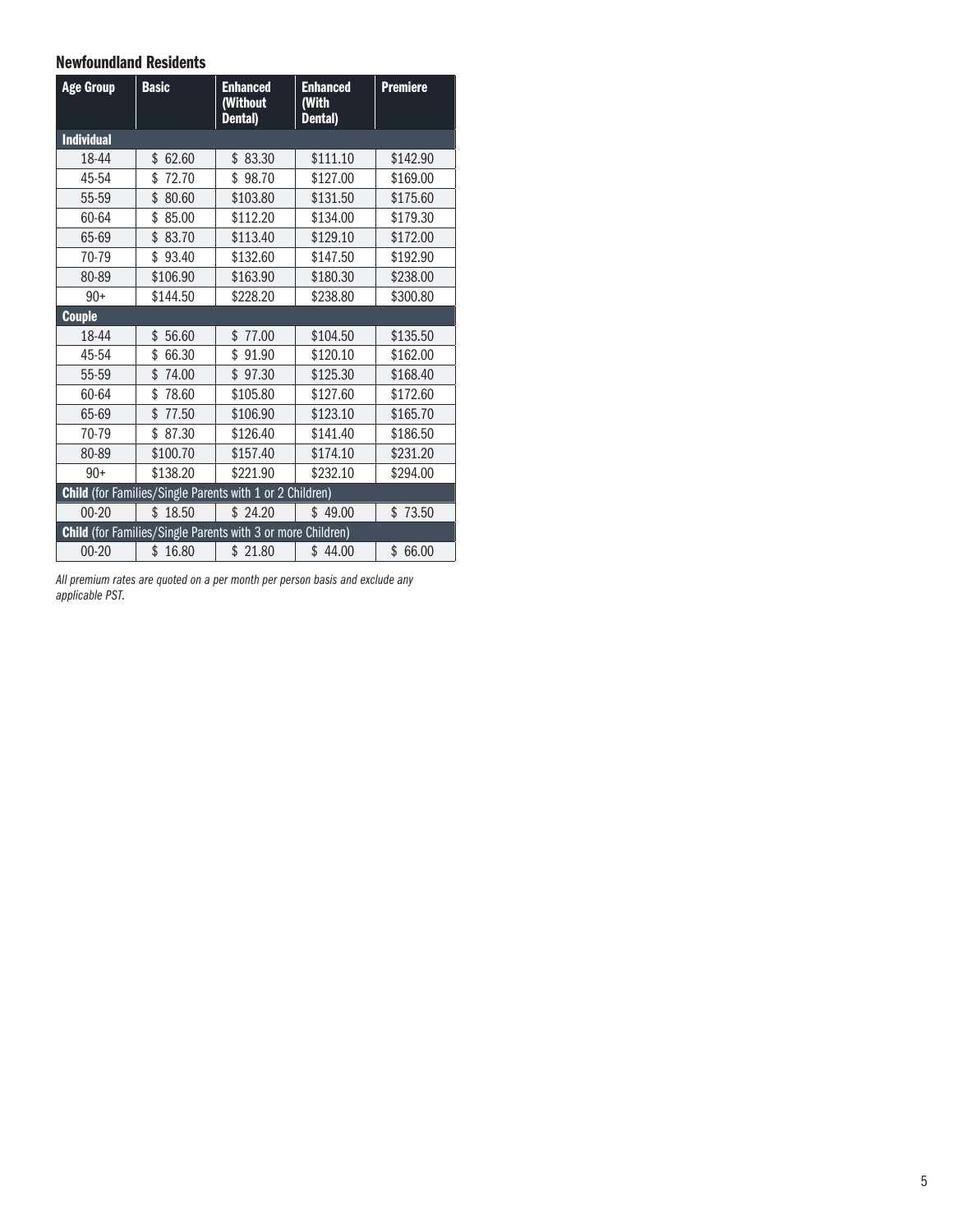### Newfoundland Residents

| Age Group | Basic | Enhanced (Without Dental) | Enhanced (With Dental) | Premiere |
|---|---|---|---|---|
| **Individual** | | | | |
| 18-44 | $ 62.60 | $ 83.30 | $111.10 | $142.90 |
| 45-54 | $ 72.70 | $ 98.70 | $127.00 | $169.00 |
| 55-59 | $ 80.60 | $103.80 | $131.50 | $175.60 |
| 60-64 | $ 85.00 | $112.20 | $134.00 | $179.30 |
| 65-69 | $ 83.70 | $113.40 | $129.10 | $172.00 |
| 70-79 | $ 93.40 | $132.60 | $147.50 | $192.90 |
| 80-89 | $106.90 | $163.90 | $180.30 | $238.00 |
| 90+ | $144.50 | $228.20 | $238.80 | $300.80 |
| **Couple** | | | | |
| 18-44 | $ 56.60 | $ 77.00 | $104.50 | $135.50 |
| 45-54 | $ 66.30 | $ 91.90 | $120.10 | $162.00 |
| 55-59 | $ 74.00 | $ 97.30 | $125.30 | $168.40 |
| 60-64 | $ 78.60 | $105.80 | $127.60 | $172.60 |
| 65-69 | $ 77.50 | $106.90 | $123.10 | $165.70 |
| 70-79 | $ 87.30 | $126.40 | $141.40 | $186.50 |
| 80-89 | $100.70 | $157.40 | $174.10 | $231.20 |
| 90+ | $138.20 | $221.90 | $232.10 | $294.00 |
| **Child** (for Families/Single Parents with 1 or 2 Children) | | | | |
| 00-20 | $ 18.50 | $ 24.20 | $ 49.00 | $ 73.50 |
| **Child** (for Families/Single Parents with 3 or more Children) | | | | |
| 00-20 | $ 16.80 | $ 21.80 | $ 44.00 | $ 66.00 |

*All premium rates are quoted on a per month per person basis and exclude any applicable PST.*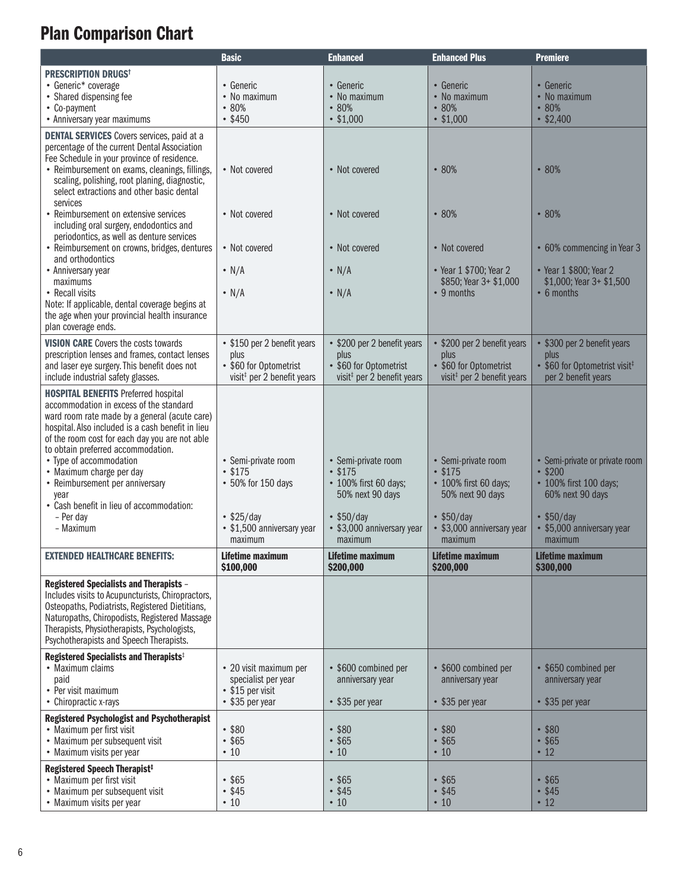# Plan Comparison Chart

| | Basic | Enhanced | Enhanced Plus | Premiere |
|---|---|---|---|---|
| **PRESCRIPTION DRUGS†**<br>• Generic* coverage<br>• Shared dispensing fee<br>• Co-payment<br>• Anniversary year maximums | • Generic<br>• No maximum<br>• 80%<br>• $450 | • Generic<br>• No maximum<br>• 80%<br>• $1,000 | • Generic<br>• No maximum<br>• 80%<br>• $1,000 | • Generic<br>• No maximum<br>• 80%<br>• $2,400 |
| **DENTAL SERVICES** Covers services, paid at a percentage of the current Dental Association Fee Schedule in your province of residence.<br>• Reimbursement on exams, cleanings, fillings, scaling, polishing, root planing, diagnostic, select extractions and other basic dental services | • Not covered | • Not covered | • 80% | • 80% |
| • Reimbursement on extensive services including oral surgery, endodontics and periodontics, as well as denture services | • Not covered | • Not covered | • 80% | • 80% |
| • Reimbursement on crowns, bridges, dentures and orthodontics | • Not covered | • Not covered | • Not covered | • 60% commencing in Year 3 |
| • Anniversary year maximums | • N/A | • N/A | • Year 1 $700; Year 2 $850; Year 3+ $1,000 | • Year 1 $800; Year 2 $1,000; Year 3+ $1,500 |
| • Recall visits<br>Note: If applicable, dental coverage begins at the age when your provincial health insurance plan coverage ends. | • N/A | • N/A | • 9 months | • 6 months |
| **VISION CARE** Covers the costs towards prescription lenses and frames, contact lenses and laser eye surgery. This benefit does not include industrial safety glasses. | • $150 per 2 benefit years plus<br>• $60 for Optometrist visit‡ per 2 benefit years | • $200 per 2 benefit years plus<br>• $60 for Optometrist visit‡ per 2 benefit years | • $200 per 2 benefit years plus<br>• $60 for Optometrist visit‡ per 2 benefit years | • $300 per 2 benefit years plus<br>• $60 for Optometrist visit‡ per 2 benefit years |
| **HOSPITAL BENEFITS** Preferred hospital accommodation in excess of the standard ward room rate made by a general (acute care) hospital. Also included is a cash benefit in lieu of the room cost for each day you are not able to obtain preferred accommodation.<br>• Type of accommodation<br>• Maximum charge per day<br>• Reimbursement per anniversary year | • Semi-private room<br>• $175<br>• 50% for 150 days | • Semi-private room<br>• $175<br>• 100% first 60 days; 50% next 90 days | • Semi-private room<br>• $175<br>• 100% first 60 days; 50% next 90 days | • Semi-private or private room<br>• $200<br>• 100% first 100 days; 60% next 90 days |
| • Cash benefit in lieu of accommodation:<br>– Per day<br>– Maximum | • $25/day<br>• $1,500 anniversary year maximum | • $50/day<br>• $3,000 anniversary year maximum | • $50/day<br>• $3,000 anniversary year maximum | • $50/day<br>• $5,000 anniversary year maximum |
| **EXTENDED HEALTHCARE BENEFITS:** | **Lifetime maximum $100,000** | **Lifetime maximum $200,000** | **Lifetime maximum $200,000** | **Lifetime maximum $300,000** |
| **Registered Specialists and Therapists** – Includes visits to Acupuncturists, Chiropractors, Osteopaths, Podiatrists, Registered Dietitians, Naturopaths, Chiropodists, Registered Massage Therapists, Physiotherapists, Psychologists, Psychotherapists and Speech Therapists. | | | | |
| **Registered Specialists and Therapists‡**<br>• Maximum claims paid<br>• Per visit maximum<br>• Chiropractic x-rays | • 20 visit maximum per specialist per year<br>• $15 per visit<br>• $35 per year | • $600 combined per anniversary year<br><br>• $35 per year | • $600 combined per anniversary year<br><br>• $35 per year | • $650 combined per anniversary year<br><br>• $35 per year |
| **Registered Psychologist and Psychotherapist**<br>• Maximum per first visit<br>• Maximum per subsequent visit<br>• Maximum visits per year | • $80<br>• $65<br>• 10 | • $80<br>• $65<br>• 10 | • $80<br>• $65<br>• 10 | • $80<br>• $65<br>• 12 |
| **Registered Speech Therapist‡**<br>• Maximum per first visit<br>• Maximum per subsequent visit<br>• Maximum visits per year | • $65<br>• $45<br>• 10 | • $65<br>• $45<br>• 10 | • $65<br>• $45<br>• 10 | • $65<br>• $45<br>• 12 |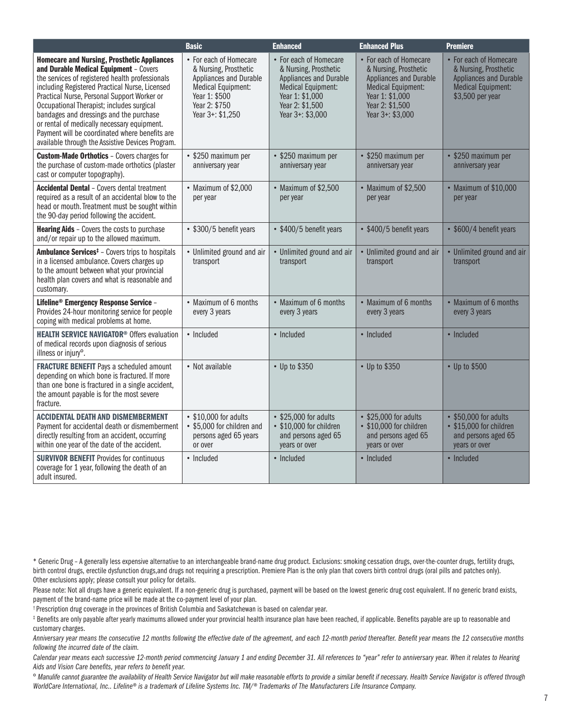| | Basic | Enhanced | Enhanced Plus | Premiere |
|---|---|---|---|---|
| **Homecare and Nursing, Prosthetic Appliances and Durable Medical Equipment** – Covers the services of registered health professionals including Registered Practical Nurse, Licensed Practical Nurse, Personal Support Worker or Occupational Therapist; includes surgical bandages and dressings and the purchase or rental of medically necessary equipment. Payment will be coordinated where benefits are available through the Assistive Devices Program. | • For each of Homecare & Nursing, Prosthetic Appliances and Durable Medical Equipment: Year 1: $500 Year 2: $750 Year 3+: $1,250 | • For each of Homecare & Nursing, Prosthetic Appliances and Durable Medical Equipment: Year 1: $1,000 Year 2: $1,500 Year 3+: $3,000 | • For each of Homecare & Nursing, Prosthetic Appliances and Durable Medical Equipment: Year 1: $1,000 Year 2: $1,500 Year 3+: $3,000 | • For each of Homecare & Nursing, Prosthetic Appliances and Durable Medical Equipment: $3,500 per year |
| **Custom-Made Orthotics** – Covers charges for the purchase of custom-made orthotics (plaster cast or computer topography). | • $250 maximum per anniversary year | • $250 maximum per anniversary year | • $250 maximum per anniversary year | • $250 maximum per anniversary year |
| **Accidental Dental** – Covers dental treatment required as a result of an accidental blow to the head or mouth. Treatment must be sought within the 90-day period following the accident. | • Maximum of $2,000 per year | • Maximum of $2,500 per year | • Maximum of $2,500 per year | • Maximum of $10,000 per year |
| **Hearing Aids** – Covers the costs to purchase and/or repair up to the allowed maximum. | • $300/5 benefit years | • $400/5 benefit years | • $400/5 benefit years | • $600/4 benefit years |
| **Ambulance Services‡** – Covers trips to hospitals in a licensed ambulance. Covers charges up to the amount between what your provincial health plan covers and what is reasonable and customary. | • Unlimited ground and air transport | • Unlimited ground and air transport | • Unlimited ground and air transport | • Unlimited ground and air transport |
| **Lifeline® Emergency Response Service** – Provides 24-hour monitoring service for people coping with medical problems at home. | • Maximum of 6 months every 3 years | • Maximum of 6 months every 3 years | • Maximum of 6 months every 3 years | • Maximum of 6 months every 3 years |
| **HEALTH SERVICE NAVIGATOR®** Offers evaluation of medical records upon diagnosis of serious illness or injury°. | • Included | • Included | • Included | • Included |
| **FRACTURE BENEFIT** Pays a scheduled amount depending on which bone is fractured. If more than one bone is fractured in a single accident, the amount payable is for the most severe fracture. | • Not available | • Up to $350 | • Up to $350 | • Up to $500 |
| **ACCIDENTAL DEATH AND DISMEMBERMENT** Payment for accidental death or dismemberment directly resulting from an accident, occurring within one year of the date of the accident. | • $10,000 for adults • $5,000 for children and persons aged 65 years or over | • $25,000 for adults • $10,000 for children and persons aged 65 years or over | • $25,000 for adults • $10,000 for children and persons aged 65 years or over | • $50,000 for adults • $15,000 for children and persons aged 65 years or over |
| **SURVIVOR BENEFIT** Provides for continuous coverage for 1 year, following the death of an adult insured. | • Included | • Included | • Included | • Included |

* Generic Drug – A generally less expensive alternative to an interchangeable brand-name drug product. Exclusions: smoking cessation drugs, over-the-counter drugs, fertility drugs, birth control drugs, erectile dysfunction drugs,and drugs not requiring a prescription. Premiere Plan is the only plan that covers birth control drugs (oral pills and patches only). Other exclusions apply; please consult your policy for details.

Please note: Not all drugs have a generic equivalent. If a non-generic drug is purchased, payment will be based on the lowest generic drug cost equivalent. If no generic brand exists, payment of the brand-name price will be made at the co-payment level of your plan.

† Prescription drug coverage in the provinces of British Columbia and Saskatchewan is based on calendar year.

‡ Benefits are only payable after yearly maximums allowed under your provincial health insurance plan have been reached, if applicable. Benefits payable are up to reasonable and customary charges.

*Anniversary year means the consecutive 12 months following the effective date of the agreement, and each 12-month period thereafter. Benefit year means the 12 consecutive months following the incurred date of the claim.*

*Calendar year means each successive 12-month period commencing January 1 and ending December 31. All references to "year" refer to anniversary year. When it relates to Hearing Aids and Vision Care benefits, year refers to benefit year.*

*° Manulife cannot guarantee the availability of Health Service Navigator but will make reasonable efforts to provide a similar benefit if necessary. Health Service Navigator is offered through WorldCare International, Inc.. Lifeline® is a trademark of Lifeline Systems Inc. TM/® Trademarks of The Manufacturers Life Insurance Company.*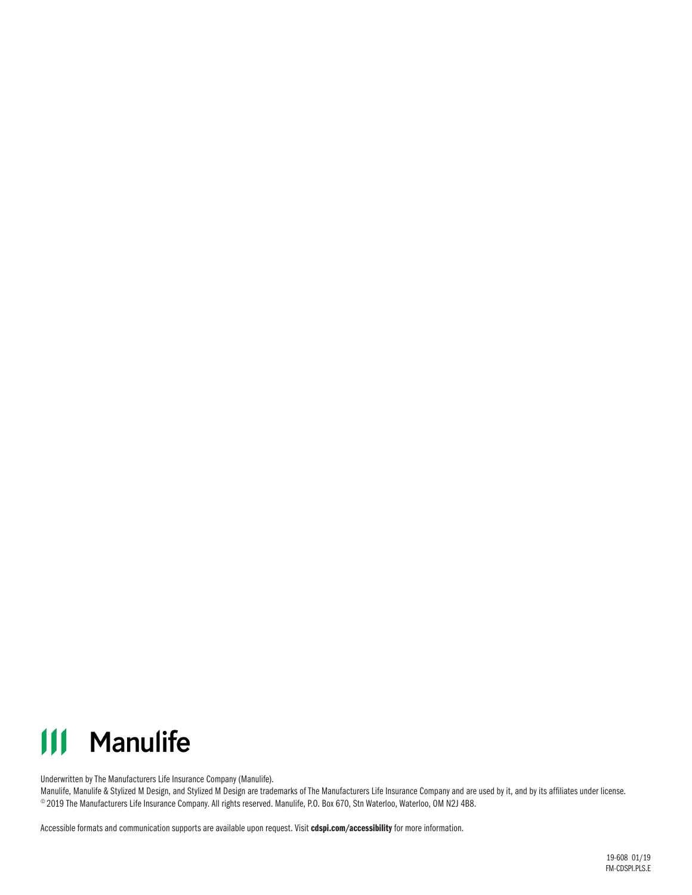Manulife

Underwritten by The Manufacturers Life Insurance Company (Manulife).
Manulife, Manulife & Stylized M Design, and Stylized M Design are trademarks of The Manufacturers Life Insurance Company and are used by it, and by its affiliates under license.
© 2019 The Manufacturers Life Insurance Company. All rights reserved. Manulife, P.O. Box 670, Stn Waterloo, Waterloo, OM N2J 4B8.

Accessible formats and communication supports are available upon request. Visit **cdspi.com/accessibility** for more information.

19-608 01/19
FM-CDSPI.PLS.E